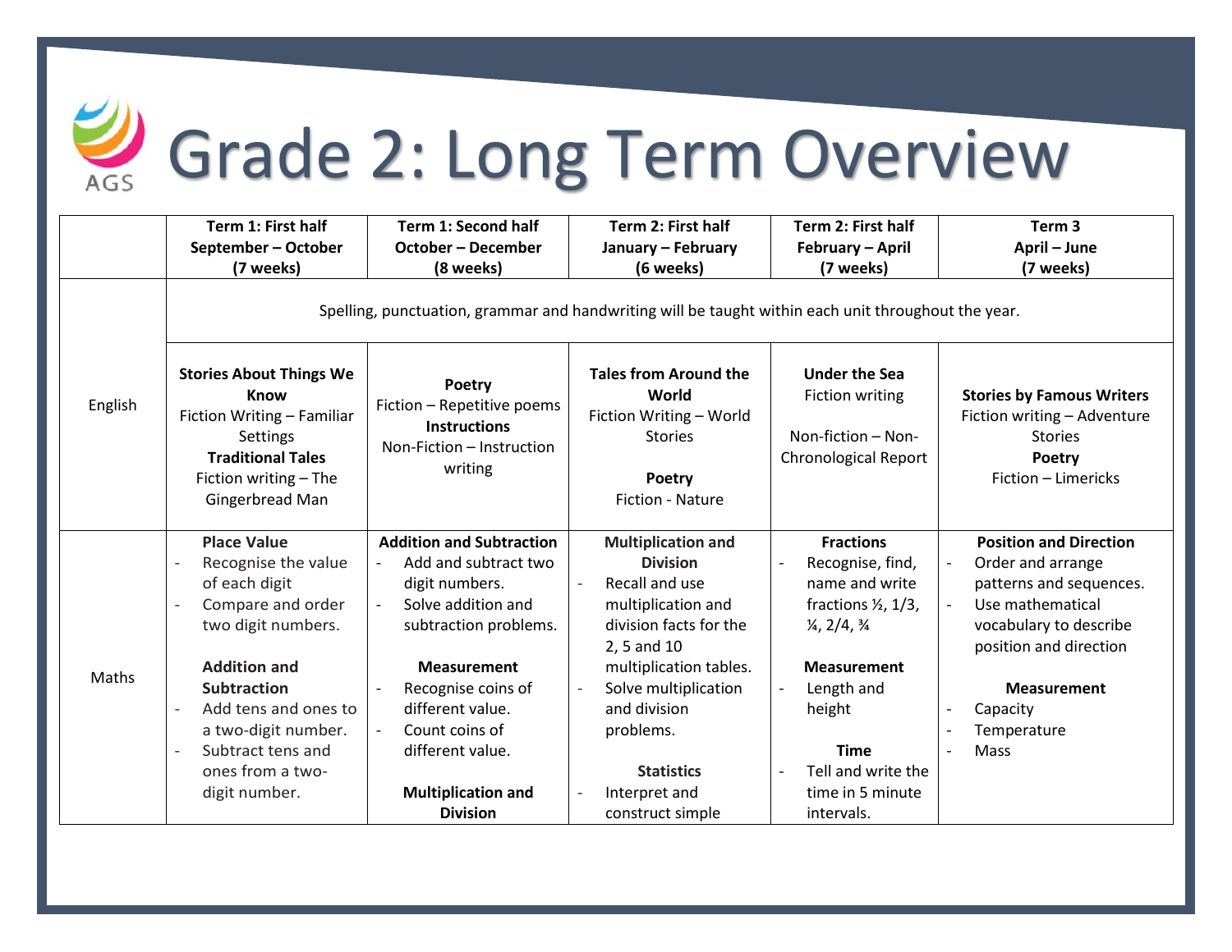# Grade 2: Long Term Overview

| | Term 1: First half<br>September – October<br>(7 weeks) | Term 1: Second half<br>October – December<br>(8 weeks) | Term 2: First half<br>January – February<br>(6 weeks) | Term 2: First half<br>February – April<br>(7 weeks) | Term 3<br>April – June<br>(7 weeks) |
|---|---|---|---|---|---|
| English | Spelling, punctuation, grammar and handwriting will be taught within each unit throughout the year. | | | | |
| | **Stories About Things We Know**<br>Fiction Writing – Familiar Settings<br>**Traditional Tales**<br>Fiction writing – The Gingerbread Man | **Poetry**<br>Fiction – Repetitive poems<br>**Instructions**<br>Non-Fiction – Instruction writing | **Tales from Around the World**<br>Fiction Writing – World Stories<br><br>**Poetry**<br>Fiction - Nature | **Under the Sea**<br>Fiction writing<br><br>Non-fiction – Non-Chronological Report | **Stories by Famous Writers**<br>Fiction writing – Adventure Stories<br>**Poetry**<br>Fiction – Limericks |
| Maths | **Place Value**<br>- Recognise the value of each digit<br>- Compare and order two digit numbers.<br><br>**Addition and Subtraction**<br>- Add tens and ones to a two-digit number.<br>- Subtract tens and ones from a two-digit number. | **Addition and Subtraction**<br>- Add and subtract two digit numbers.<br>- Solve addition and subtraction problems.<br><br>**Measurement**<br>- Recognise coins of different value.<br>- Count coins of different value.<br><br>**Multiplication and Division** | **Multiplication and Division**<br>- Recall and use multiplication and division facts for the 2, 5 and 10 multiplication tables.<br>- Solve multiplication and division problems.<br><br>**Statistics**<br>- Interpret and construct simple | **Fractions**<br>- Recognise, find, name and write fractions ½, 1/3, ¼, 2/4, ¾<br><br>**Measurement**<br>- Length and height<br><br>**Time**<br>- Tell and write the time in 5 minute intervals. | **Position and Direction**<br>- Order and arrange patterns and sequences.<br>- Use mathematical vocabulary to describe position and direction<br><br>**Measurement**<br>- Capacity<br>- Temperature<br>- Mass |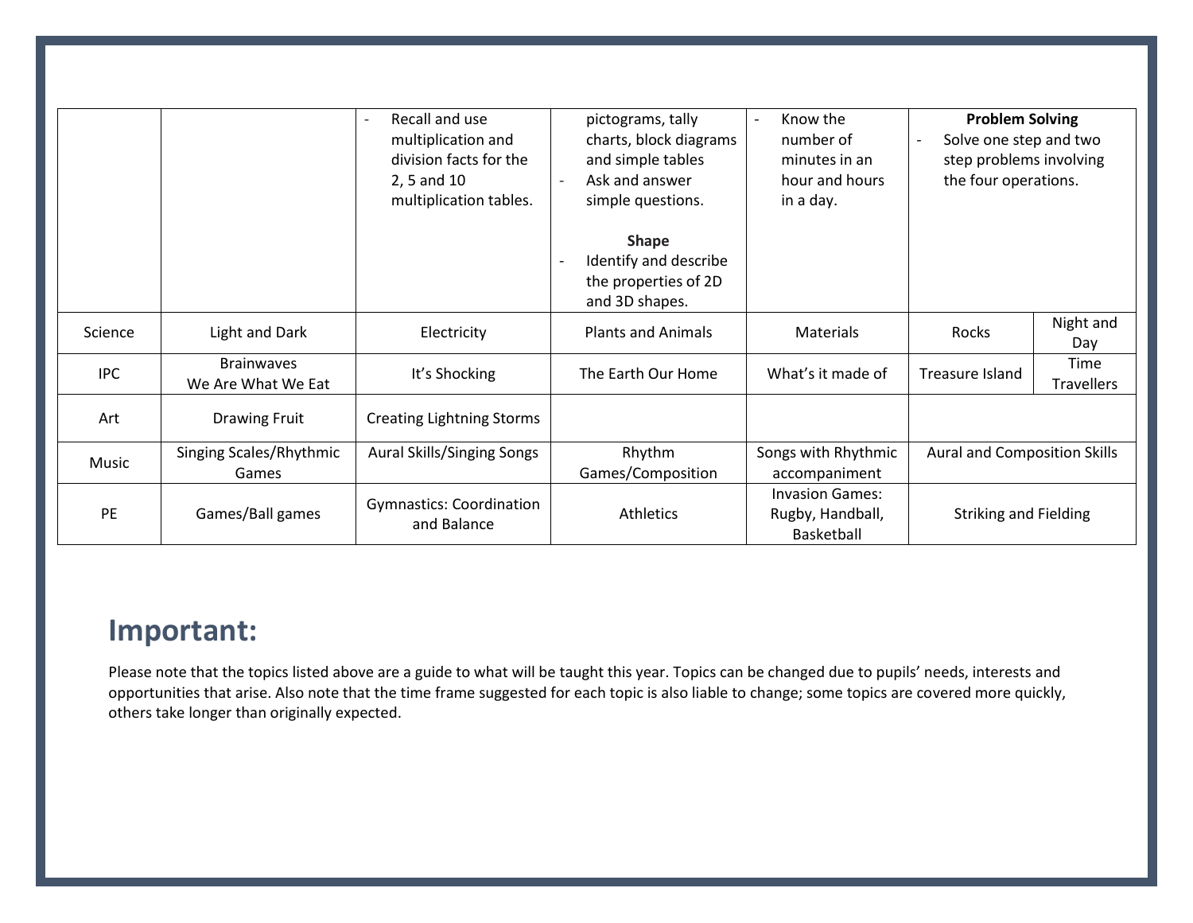| | | | | | | |
|---|---|---|---|---|---|---|
| | | - Recall and use multiplication and division facts for the 2, 5 and 10 multiplication tables. | pictograms, tally charts, block diagrams and simple tables<br>- Ask and answer simple questions.<br><br>**Shape**<br>- Identify and describe the properties of 2D and 3D shapes. | - Know the number of minutes in an hour and hours in a day. | **Problem Solving**<br>- Solve one step and two step problems involving the four operations. | |
| Science | Light and Dark | Electricity | Plants and Animals | Materials | Rocks | Night and Day |
| IPC | Brainwaves<br>We Are What We Eat | It's Shocking | The Earth Our Home | What's it made of | Treasure Island | Time Travellers |
| Art | Drawing Fruit | Creating Lightning Storms | | | | |
| Music | Singing Scales/Rhythmic Games | Aural Skills/Singing Songs | Rhythm Games/Composition | Songs with Rhythmic accompaniment | Aural and Composition Skills | |
| PE | Games/Ball games | Gymnastics: Coordination and Balance | Athletics | Invasion Games: Rugby, Handball, Basketball | Striking and Fielding | |

## Important:

Please note that the topics listed above are a guide to what will be taught this year. Topics can be changed due to pupils' needs, interests and opportunities that arise. Also note that the time frame suggested for each topic is also liable to change; some topics are covered more quickly, others take longer than originally expected.